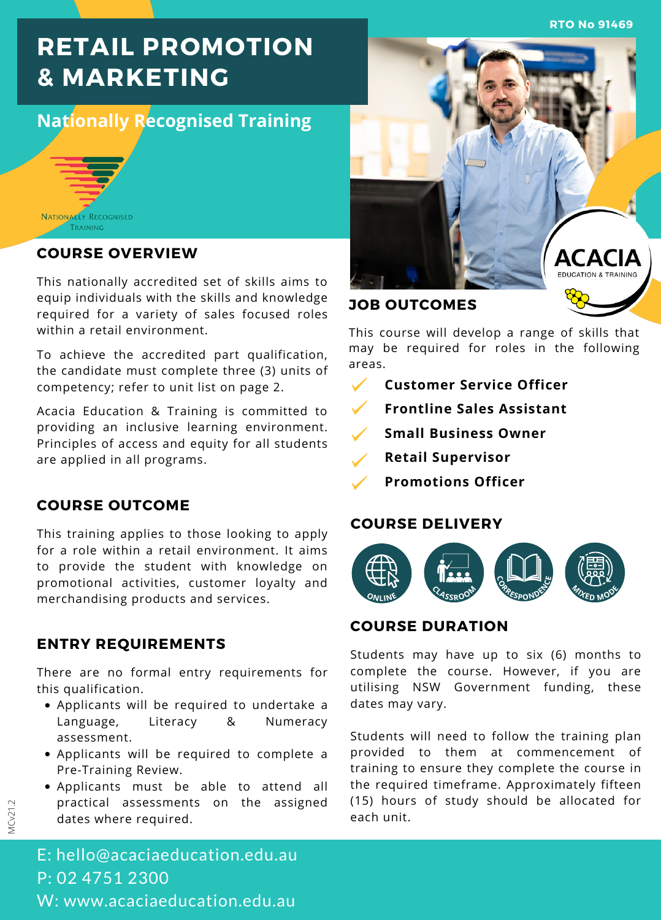RTO No 91469

# RETAIL PROMOTION & MARKETING

## Nationally Recognised Training

Nationally Recognised Training

## COURSE OVERVIEW

This nationally accredited set of skills aims to equip individuals with the skills and knowledge required for a variety of sales focused roles within a retail environment.

To achieve the accredited part qualification, the candidate must complete three (3) units of competency; refer to unit list on page 2.

Acacia Education & Training is committed to providing an inclusive learning environment. Principles of access and equity for all students are applied in all programs.

## COURSE OUTCOME

This training applies to those looking to apply for a role within a retail environment. It aims to provide the student with knowledge on promotional activities, customer loyalty and merchandising products and services.

## ENTRY REQUIREMENTS

There are no formal entry requirements for this qualification.

- Applicants will be required to undertake a Language, Literacy & Numeracy assessment.
- Applicants will be required to complete a Pre-Training Review.
- Applicants must be able to attend all practical assessments on the assigned dates where required.

ACACIA EDUCATION & TRAINING

## JOB OUTCOMES

This course will develop a range of skills that may be required for roles in the following areas.

- **Customer Service Officer**
- **Frontline Sales Assistant**
- **Small Business Owner**
- **Retail Supervisor**
- **Promotions Officer**

## COURSE DELIVERY

Online | Classroom | Correspondence | Mixed Mode

## COURSE DURATION

Students may have up to six (6) months to complete the course. However, if you are utilising NSW Government funding, these dates may vary.

Students will need to follow the training plan provided to them at commencement of training to ensure they complete the course in the required timeframe. Approximately fifteen (15) hours of study should be allocated for each unit.

E: hello@acaciaeducation.edu.au
P: 02 4751 2300
W: www.acaciaeducation.edu.au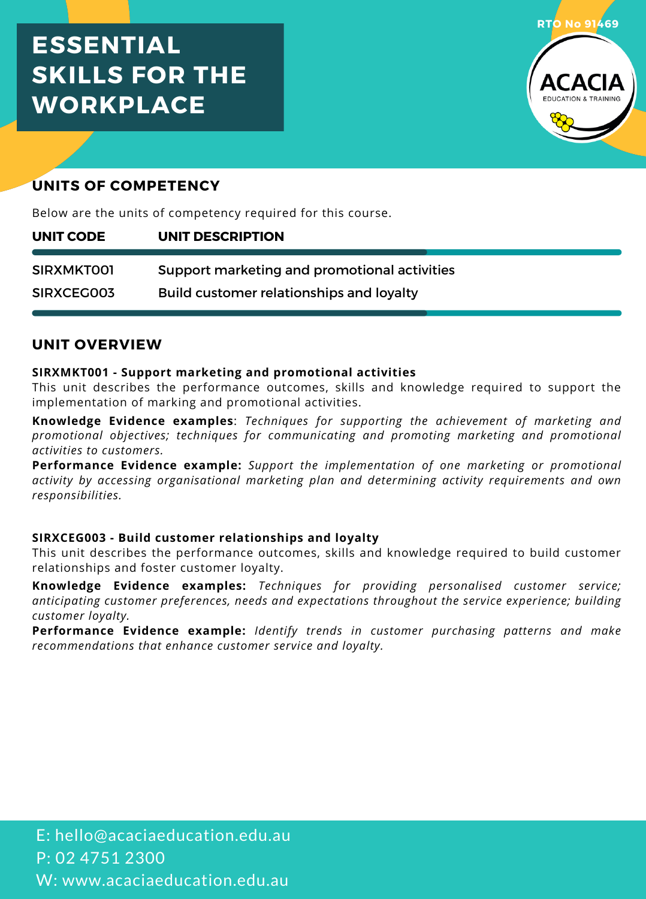# ESSENTIAL SKILLS FOR THE WORKPLACE

RTO No 91469

ACACIA EDUCATION & TRAINING

## UNITS OF COMPETENCY

Below are the units of competency required for this course.

| UNIT CODE | UNIT DESCRIPTION |
|---|---|
| SIRXMKT001 | Support marketing and promotional activities |
| SIRXCEG003 | Build customer relationships and loyalty |

## UNIT OVERVIEW

**SIRXMKT001 - Support marketing and promotional activities**
This unit describes the performance outcomes, skills and knowledge required to support the implementation of marking and promotional activities.

**Knowledge Evidence examples**: *Techniques for supporting the achievement of marketing and promotional objectives; techniques for communicating and promoting marketing and promotional activities to customers.*
**Performance Evidence example:** *Support the implementation of one marketing or promotional activity by accessing organisational marketing plan and determining activity requirements and own responsibilities.*

**SIRXCEG003 - Build customer relationships and loyalty**
This unit describes the performance outcomes, skills and knowledge required to build customer relationships and foster customer loyalty.

**Knowledge Evidence examples:** *Techniques for providing personalised customer service; anticipating customer preferences, needs and expectations throughout the service experience; building customer loyalty.*
**Performance Evidence example:** *Identify trends in customer purchasing patterns and make recommendations that enhance customer service and loyalty.*

E: hello@acaciaeducation.edu.au
P: 02 4751 2300
W: www.acaciaeducation.edu.au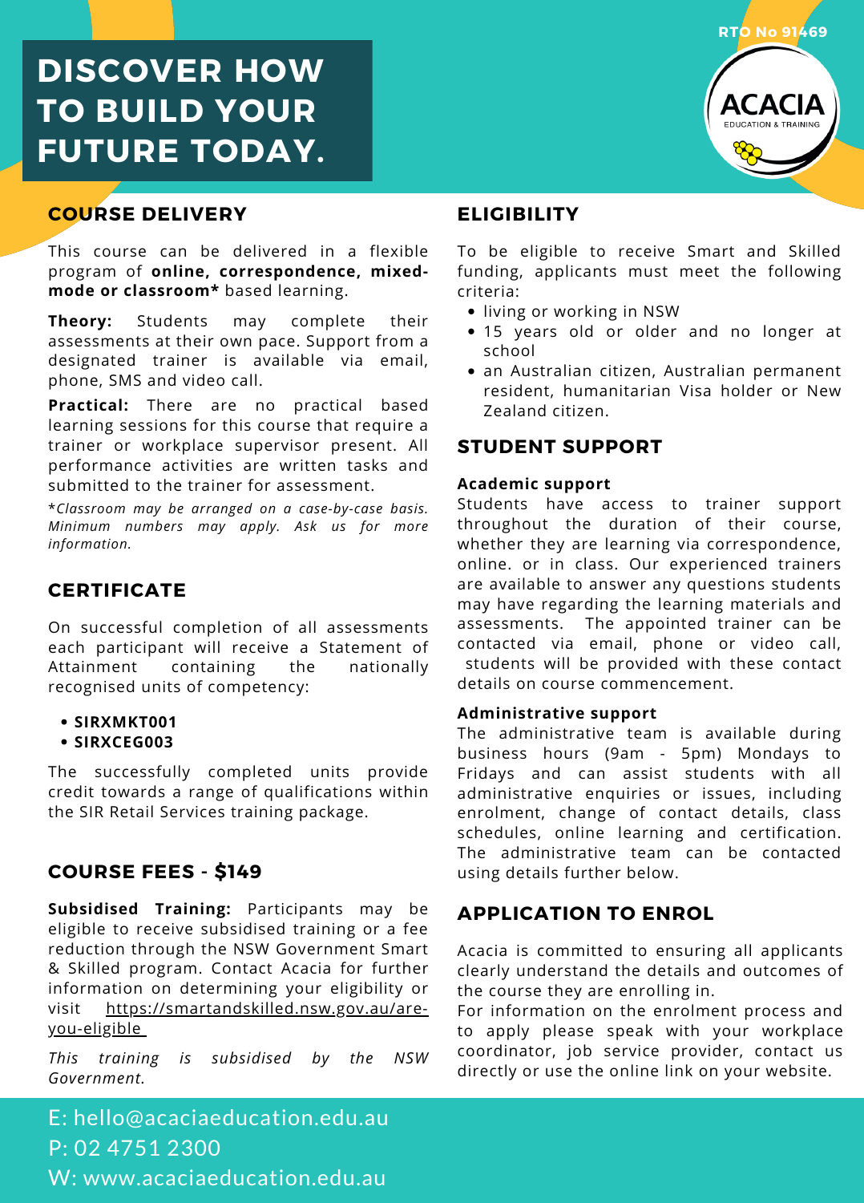# DISCOVER HOW TO BUILD YOUR FUTURE TODAY.

RTO No 91469

ACACIA EDUCATION & TRAINING

## COURSE DELIVERY

This course can be delivered in a flexible program of **online, correspondence, mixed-mode or classroom*** based learning.

**Theory:** Students may complete their assessments at their own pace. Support from a designated trainer is available via email, phone, SMS and video call.

**Practical:** There are no practical based learning sessions for this course that require a trainer or workplace supervisor present. All performance activities are written tasks and submitted to the trainer for assessment.

*\*Classroom may be arranged on a case-by-case basis. Minimum numbers may apply. Ask us for more information.*

## CERTIFICATE

On successful completion of all assessments each participant will receive a Statement of Attainment containing the nationally recognised units of competency:

- **SIRXMKT001**
- **SIRXCEG003**

The successfully completed units provide credit towards a range of qualifications within the SIR Retail Services training package.

## COURSE FEES - $149

**Subsidised Training:** Participants may be eligible to receive subsidised training or a fee reduction through the NSW Government Smart & Skilled program. Contact Acacia for further information on determining your eligibility or visit https://smartandskilled.nsw.gov.au/are-you-eligible

*This training is subsidised by the NSW Government.*

## ELIGIBILITY

To be eligible to receive Smart and Skilled funding, applicants must meet the following criteria:

- living or working in NSW
- 15 years old or older and no longer at school
- an Australian citizen, Australian permanent resident, humanitarian Visa holder or New Zealand citizen.

## STUDENT SUPPORT

### Academic support

Students have access to trainer support throughout the duration of their course, whether they are learning via correspondence, online. or in class. Our experienced trainers are available to answer any questions students may have regarding the learning materials and assessments. The appointed trainer can be contacted via email, phone or video call, students will be provided with these contact details on course commencement.

### Administrative support

The administrative team is available during business hours (9am - 5pm) Mondays to Fridays and can assist students with all administrative enquiries or issues, including enrolment, change of contact details, class schedules, online learning and certification. The administrative team can be contacted using details further below.

## APPLICATION TO ENROL

Acacia is committed to ensuring all applicants clearly understand the details and outcomes of the course they are enrolling in.

For information on the enrolment process and to apply please speak with your workplace coordinator, job service provider, contact us directly or use the online link on your website.

E: hello@acaciaeducation.edu.au
P: 02 4751 2300
W: www.acaciaeducation.edu.au